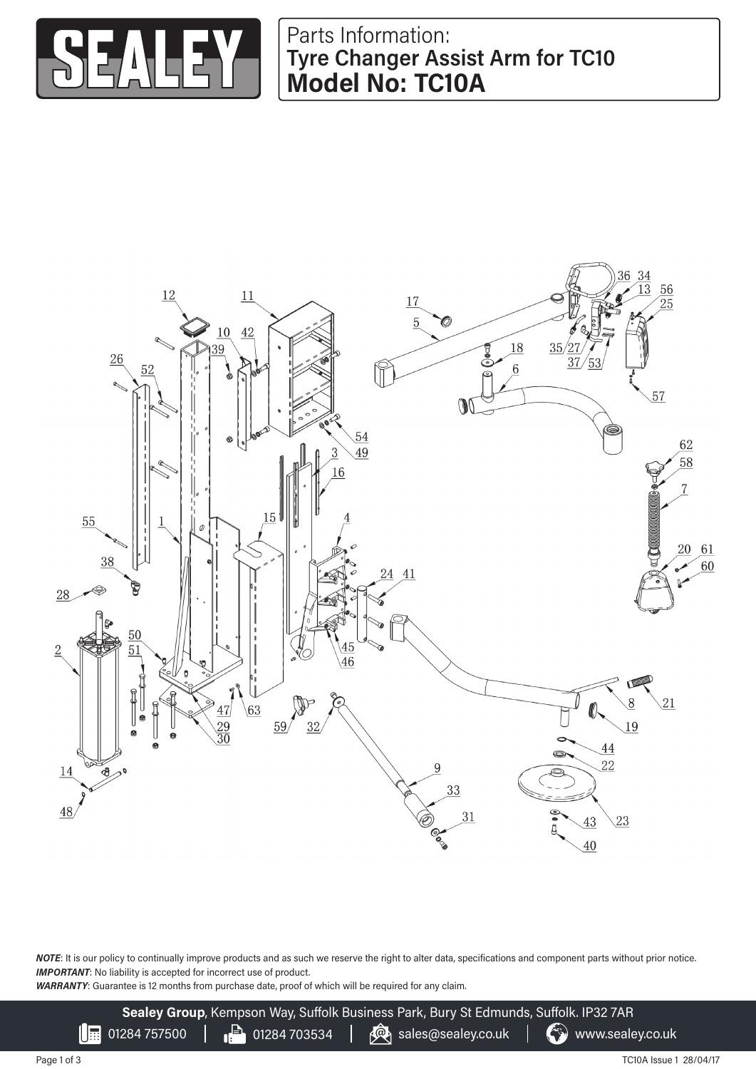# SEALEY

## Parts Information:
## Tyre Changer Assist Arm for TC10
## Model No: TC10A

***NOTE***: It is our policy to continually improve products and as such we reserve the right to alter data, specifications and component parts without prior notice.
***IMPORTANT***: No liability is accepted for incorrect use of product.
***WARRANTY***: Guarantee is 12 months from purchase date, proof of which will be required for any claim.

**Sealey Group**, Kempson Way, Suffolk Business Park, Bury St Edmunds, Suffolk. IP32 7AR
01284 757500 | 01284 703534 | sales@sealey.co.uk | www.sealey.co.uk

TC10A Issue 1 28/04/17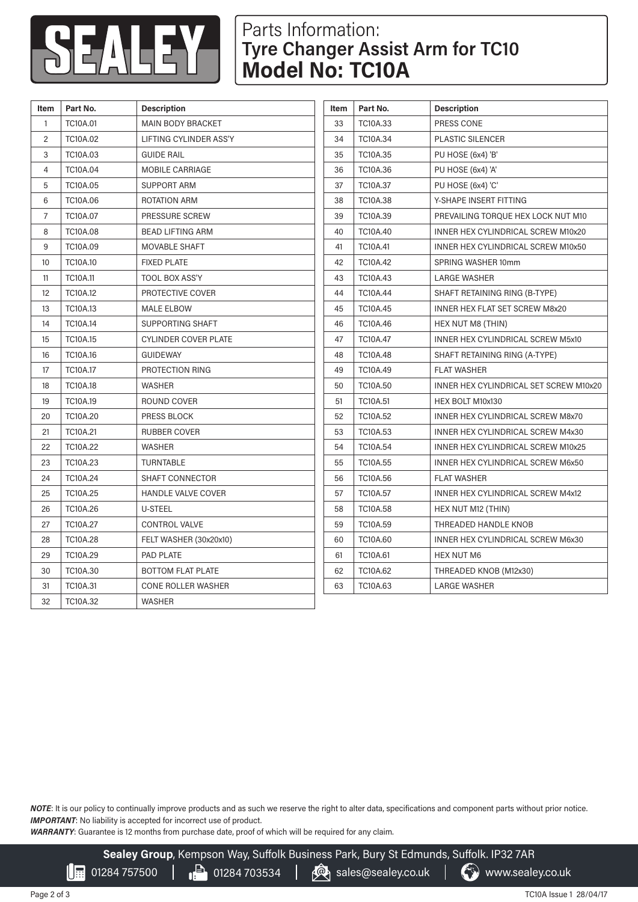# Parts Information:
## Tyre Changer Assist Arm for TC10
## Model No: TC10A

| Item | Part No. | Description |
|---|---|---|
| 1 | TC10A.01 | MAIN BODY BRACKET |
| 2 | TC10A.02 | LIFTING CYLINDER ASS'Y |
| 3 | TC10A.03 | GUIDE RAIL |
| 4 | TC10A.04 | MOBILE CARRIAGE |
| 5 | TC10A.05 | SUPPORT ARM |
| 6 | TC10A.06 | ROTATION ARM |
| 7 | TC10A.07 | PRESSURE SCREW |
| 8 | TC10A.08 | BEAD LIFTING ARM |
| 9 | TC10A.09 | MOVABLE SHAFT |
| 10 | TC10A.10 | FIXED PLATE |
| 11 | TC10A.11 | TOOL BOX ASS'Y |
| 12 | TC10A.12 | PROTECTIVE COVER |
| 13 | TC10A.13 | MALE ELBOW |
| 14 | TC10A.14 | SUPPORTING SHAFT |
| 15 | TC10A.15 | CYLINDER COVER PLATE |
| 16 | TC10A.16 | GUIDEWAY |
| 17 | TC10A.17 | PROTECTION RING |
| 18 | TC10A.18 | WASHER |
| 19 | TC10A.19 | ROUND COVER |
| 20 | TC10A.20 | PRESS BLOCK |
| 21 | TC10A.21 | RUBBER COVER |
| 22 | TC10A.22 | WASHER |
| 23 | TC10A.23 | TURNTABLE |
| 24 | TC10A.24 | SHAFT CONNECTOR |
| 25 | TC10A.25 | HANDLE VALVE COVER |
| 26 | TC10A.26 | U-STEEL |
| 27 | TC10A.27 | CONTROL VALVE |
| 28 | TC10A.28 | FELT WASHER (30x20x10) |
| 29 | TC10A.29 | PAD PLATE |
| 30 | TC10A.30 | BOTTOM FLAT PLATE |
| 31 | TC10A.31 | CONE ROLLER WASHER |
| 32 | TC10A.32 | WASHER |
| 33 | TC10A.33 | PRESS CONE |
| 34 | TC10A.34 | PLASTIC SILENCER |
| 35 | TC10A.35 | PU HOSE (6x4) 'B' |
| 36 | TC10A.36 | PU HOSE (6x4) 'A' |
| 37 | TC10A.37 | PU HOSE (6x4) 'C' |
| 38 | TC10A.38 | Y-SHAPE INSERT FITTING |
| 39 | TC10A.39 | PREVAILING TORQUE HEX LOCK NUT M10 |
| 40 | TC10A.40 | INNER HEX CYLINDRICAL SCREW M10x20 |
| 41 | TC10A.41 | INNER HEX CYLINDRICAL SCREW M10x50 |
| 42 | TC10A.42 | SPRING WASHER 10mm |
| 43 | TC10A.43 | LARGE WASHER |
| 44 | TC10A.44 | SHAFT RETAINING RING (B-TYPE) |
| 45 | TC10A.45 | INNER HEX FLAT SET SCREW M8x20 |
| 46 | TC10A.46 | HEX NUT M8 (THIN) |
| 47 | TC10A.47 | INNER HEX CYLINDRICAL SCREW M5x10 |
| 48 | TC10A.48 | SHAFT RETAINING RING (A-TYPE) |
| 49 | TC10A.49 | FLAT WASHER |
| 50 | TC10A.50 | INNER HEX CYLINDRICAL SET SCREW M10x20 |
| 51 | TC10A.51 | HEX BOLT M10x130 |
| 52 | TC10A.52 | INNER HEX CYLINDRICAL SCREW M8x70 |
| 53 | TC10A.53 | INNER HEX CYLINDRICAL SCREW M4x30 |
| 54 | TC10A.54 | INNER HEX CYLINDRICAL SCREW M10x25 |
| 55 | TC10A.55 | INNER HEX CYLINDRICAL SCREW M6x50 |
| 56 | TC10A.56 | FLAT WASHER |
| 57 | TC10A.57 | INNER HEX CYLINDRICAL SCREW M4x12 |
| 58 | TC10A.58 | HEX NUT M12 (THIN) |
| 59 | TC10A.59 | THREADED HANDLE KNOB |
| 60 | TC10A.60 | INNER HEX CYLINDRICAL SCREW M6x30 |
| 61 | TC10A.61 | HEX NUT M6 |
| 62 | TC10A.62 | THREADED KNOB (M12x30) |
| 63 | TC10A.63 | LARGE WASHER |

***NOTE***: It is our policy to continually improve products and as such we reserve the right to alter data, specifications and component parts without prior notice.
***IMPORTANT***: No liability is accepted for incorrect use of product.
***WARRANTY***: Guarantee is 12 months from purchase date, proof of which will be required for any claim.

**Sealey Group**, Kempson Way, Suffolk Business Park, Bury St Edmunds, Suffolk. IP32 7AR
01284 757500 | 01284 703534 | sales@sealey.co.uk | www.sealey.co.uk

TC10A Issue 1 28/04/17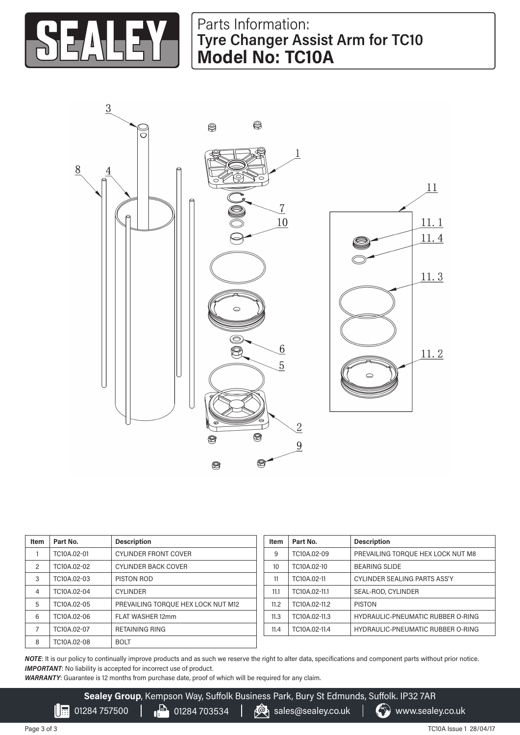SEALEY

# Parts Information: Tyre Changer Assist Arm for TC10

## Model No: TC10A

3
8
4
1
7
10
11
11.1
11.4
11.3
6
5
11.2
2
9

| Item | Part No. | Description |
|---|---|---|
| 1 | TC10A.02-01 | CYLINDER FRONT COVER |
| 2 | TC10A.02-02 | CYLINDER BACK COVER |
| 3 | TC10A.02-03 | PISTON ROD |
| 4 | TC10A.02-04 | CYLINDER |
| 5 | TC10A.02-05 | PREVAILING TORQUE HEX LOCK NUT M12 |
| 6 | TC10A.02-06 | FLAT WASHER 12mm |
| 7 | TC10A.02-07 | RETAINING RING |
| 8 | TC10A.02-08 | BOLT |
| 9 | TC10A.02-09 | PREVAILING TORQUE HEX LOCK NUT M8 |
| 10 | TC10A.02-10 | BEARING SLIDE |
| 11 | TC10A.02-11 | CYLINDER SEALING PARTS ASS'Y |
| 11.1 | TC10A.02-11.1 | SEAL-ROD, CYLINDER |
| 11.2 | TC10A.02-11.2 | PISTON |
| 11.3 | TC10A.02-11.3 | HYDRAULIC-PNEUMATIC RUBBER O-RING |
| 11.4 | TC10A.02-11.4 | HYDRAULIC-PNEUMATIC RUBBER O-RING |

***NOTE***: It is our policy to continually improve products and as such we reserve the right to alter data, specifications and component parts without prior notice.
***IMPORTANT***: No liability is accepted for incorrect use of product.
***WARRANTY***: Guarantee is 12 months from purchase date, proof of which will be required for any claim.

**Sealey Group**, Kempson Way, Suffolk Business Park, Bury St Edmunds, Suffolk. IP32 7AR
01284 757500 | 01284 703534 | sales@sealey.co.uk | www.sealey.co.uk

TC10A Issue 1 28/04/17